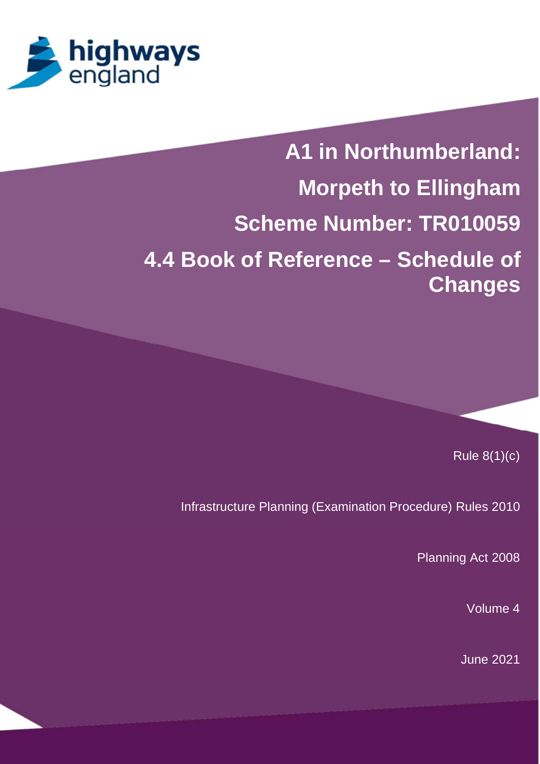highways england

# A1 in Northumberland: Morpeth to Ellingham

## Scheme Number: TR010059

## 4.4 Book of Reference – Schedule of Changes

Rule 8(1)(c)

Infrastructure Planning (Examination Procedure) Rules 2010

Planning Act 2008

Volume 4

June 2021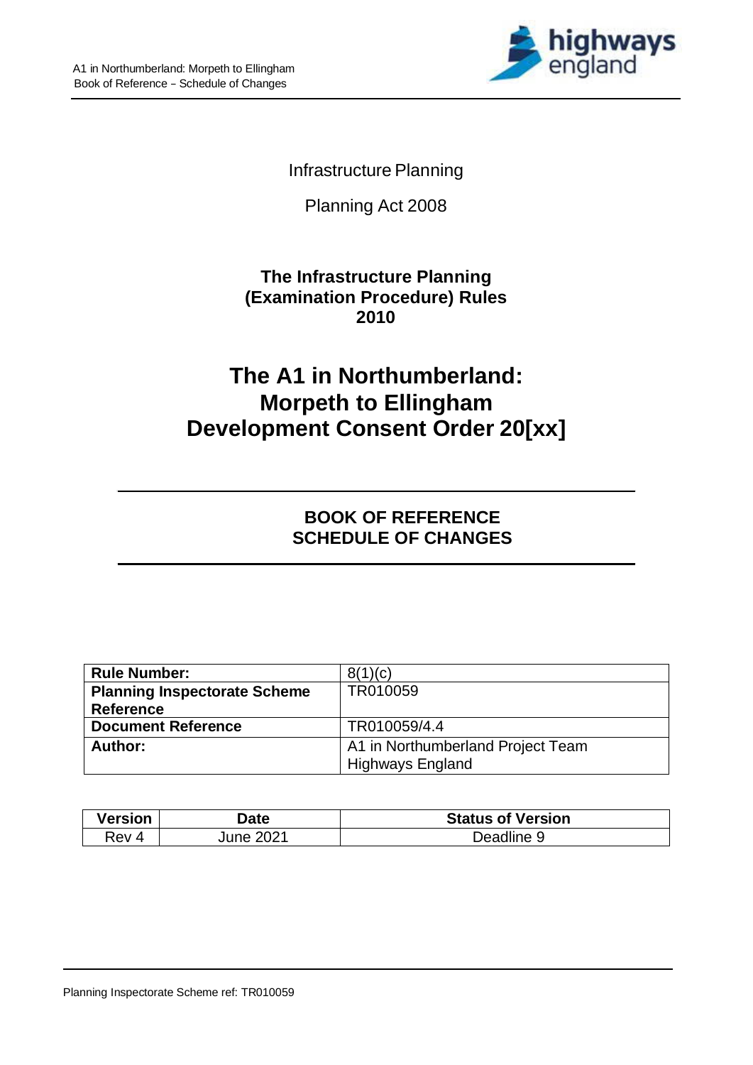Infrastructure Planning

Planning Act 2008

**The Infrastructure Planning (Examination Procedure) Rules 2010**

# The A1 in Northumberland: Morpeth to Ellingham Development Consent Order 20[xx]

## BOOK OF REFERENCE SCHEDULE OF CHANGES

| | |
|---|---|
| **Rule Number:** | 8(1)(c) |
| **Planning Inspectorate Scheme Reference** | TR010059 |
| **Document Reference** | TR010059/4.4 |
| **Author:** | A1 in Northumberland Project Team Highways England |

| Version | Date | Status of Version |
|---|---|---|
| Rev 4 | June 2021 | Deadline 9 |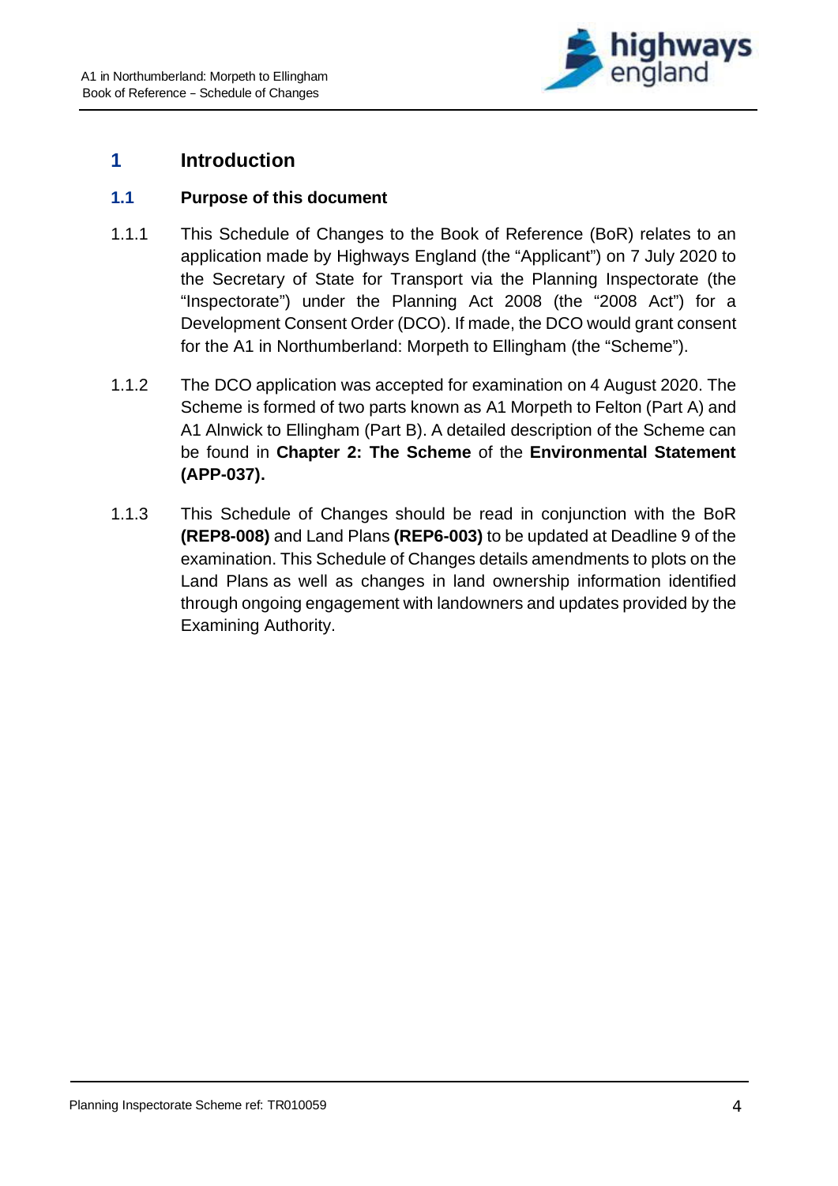# 1 Introduction

## 1.1 Purpose of this document

1.1.1 This Schedule of Changes to the Book of Reference (BoR) relates to an application made by Highways England (the "Applicant") on 7 July 2020 to the Secretary of State for Transport via the Planning Inspectorate (the "Inspectorate") under the Planning Act 2008 (the "2008 Act") for a Development Consent Order (DCO). If made, the DCO would grant consent for the A1 in Northumberland: Morpeth to Ellingham (the "Scheme").

1.1.2 The DCO application was accepted for examination on 4 August 2020. The Scheme is formed of two parts known as A1 Morpeth to Felton (Part A) and A1 Alnwick to Ellingham (Part B). A detailed description of the Scheme can be found in **Chapter 2: The Scheme** of the **Environmental Statement (APP-037).**

1.1.3 This Schedule of Changes should be read in conjunction with the BoR **(REP8-008)** and Land Plans **(REP6-003)** to be updated at Deadline 9 of the examination. This Schedule of Changes details amendments to plots on the Land Plans as well as changes in land ownership information identified through ongoing engagement with landowners and updates provided by the Examining Authority.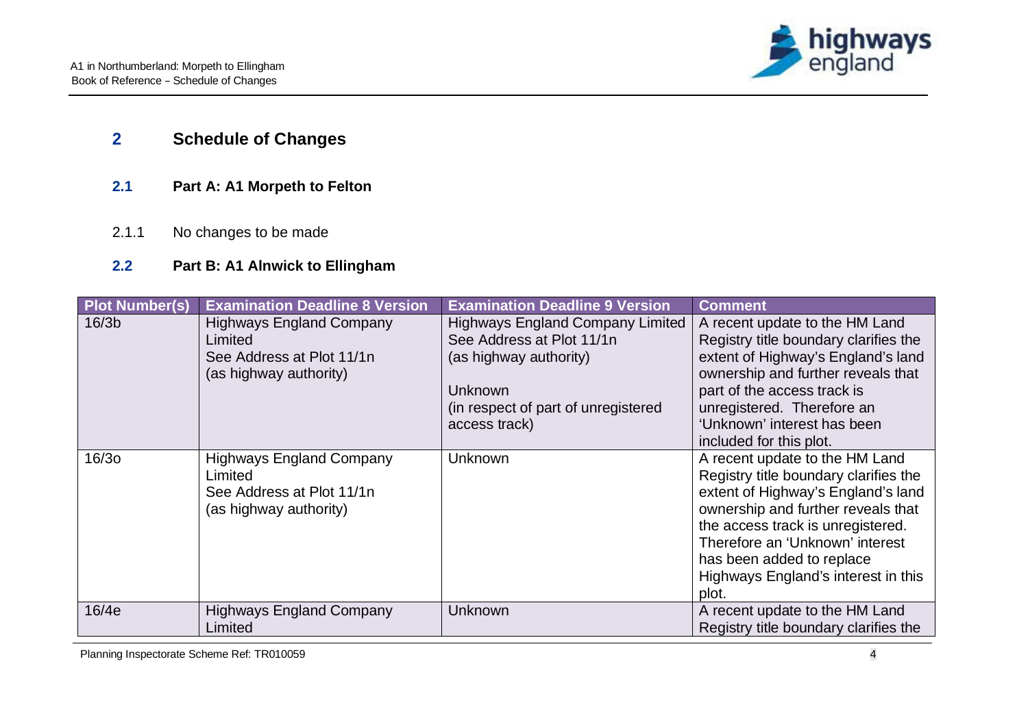## 2 Schedule of Changes

### 2.1 Part A: A1 Morpeth to Felton

2.1.1 No changes to be made

### 2.2 Part B: A1 Alnwick to Ellingham

| Plot Number(s) | Examination Deadline 8 Version | Examination Deadline 9 Version | Comment |
|---|---|---|---|
| 16/3b | Highways England Company Limited<br>See Address at Plot 11/1n<br>(as highway authority) | Highways England Company Limited<br>See Address at Plot 11/1n<br>(as highway authority)<br><br>Unknown<br>(in respect of part of unregistered access track) | A recent update to the HM Land Registry title boundary clarifies the extent of Highway's England's land ownership and further reveals that part of the access track is unregistered. Therefore an 'Unknown' interest has been included for this plot. |
| 16/3o | Highways England Company Limited<br>See Address at Plot 11/1n<br>(as highway authority) | Unknown | A recent update to the HM Land Registry title boundary clarifies the extent of Highway's England's land ownership and further reveals that the access track is unregistered. Therefore an 'Unknown' interest has been added to replace Highways England's interest in this plot. |
| 16/4e | Highways England Company Limited | Unknown | A recent update to the HM Land Registry title boundary clarifies the |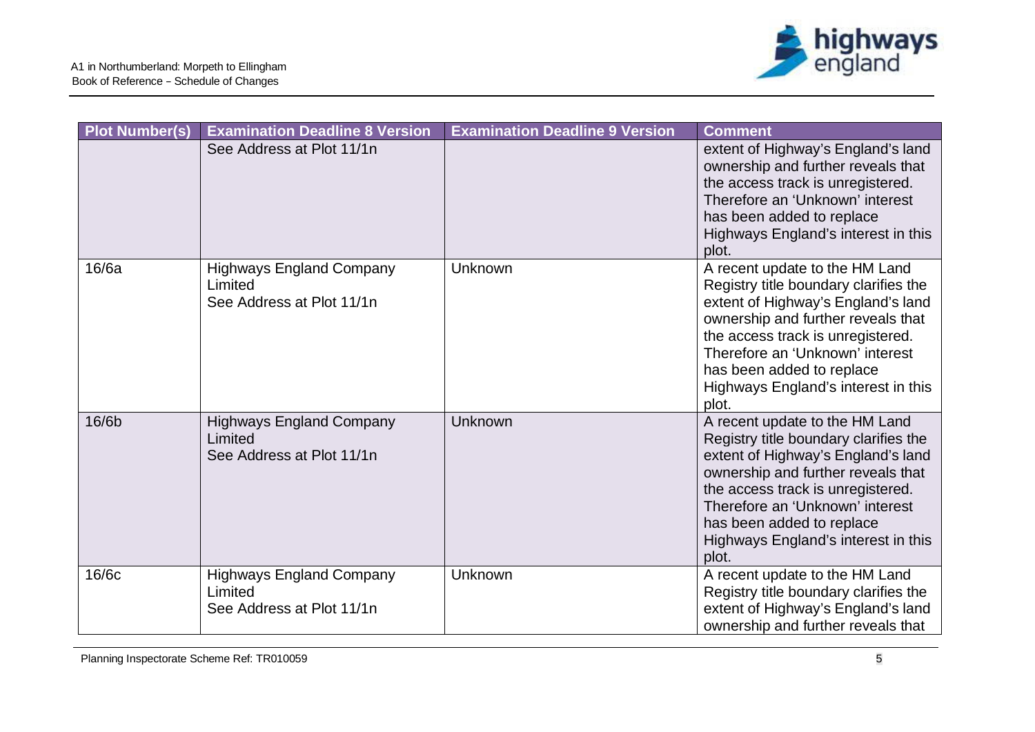| Plot Number(s) | Examination Deadline 8 Version | Examination Deadline 9 Version | Comment |
|---|---|---|---|
| | See Address at Plot 11/1n | | extent of Highway's England's land ownership and further reveals that the access track is unregistered. Therefore an 'Unknown' interest has been added to replace Highways England's interest in this plot. |
| 16/6a | Highways England Company Limited<br>See Address at Plot 11/1n | Unknown | A recent update to the HM Land Registry title boundary clarifies the extent of Highway's England's land ownership and further reveals that the access track is unregistered. Therefore an 'Unknown' interest has been added to replace Highways England's interest in this plot. |
| 16/6b | Highways England Company Limited<br>See Address at Plot 11/1n | Unknown | A recent update to the HM Land Registry title boundary clarifies the extent of Highway's England's land ownership and further reveals that the access track is unregistered. Therefore an 'Unknown' interest has been added to replace Highways England's interest in this plot. |
| 16/6c | Highways England Company Limited<br>See Address at Plot 11/1n | Unknown | A recent update to the HM Land Registry title boundary clarifies the extent of Highway's England's land ownership and further reveals that |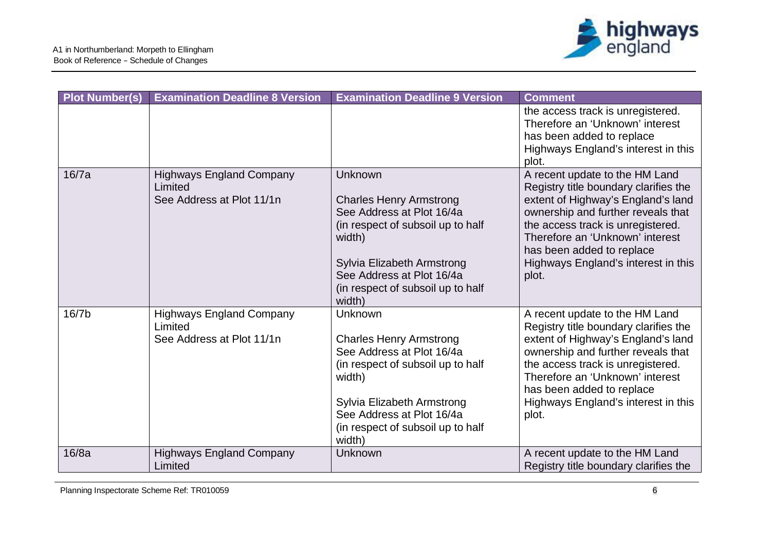| Plot Number(s) | Examination Deadline 8 Version | Examination Deadline 9 Version | Comment |
|---|---|---|---|
| | | | the access track is unregistered. Therefore an 'Unknown' interest has been added to replace Highways England's interest in this plot. |
| 16/7a | Highways England Company Limited<br>See Address at Plot 11/1n | Unknown<br><br>Charles Henry Armstrong<br>See Address at Plot 16/4a<br>(in respect of subsoil up to half width)<br><br>Sylvia Elizabeth Armstrong<br>See Address at Plot 16/4a<br>(in respect of subsoil up to half width) | A recent update to the HM Land Registry title boundary clarifies the extent of Highway's England's land ownership and further reveals that the access track is unregistered. Therefore an 'Unknown' interest has been added to replace Highways England's interest in this plot. |
| 16/7b | Highways England Company Limited<br>See Address at Plot 11/1n | Unknown<br><br>Charles Henry Armstrong<br>See Address at Plot 16/4a<br>(in respect of subsoil up to half width)<br><br>Sylvia Elizabeth Armstrong<br>See Address at Plot 16/4a<br>(in respect of subsoil up to half width) | A recent update to the HM Land Registry title boundary clarifies the extent of Highway's England's land ownership and further reveals that the access track is unregistered. Therefore an 'Unknown' interest has been added to replace Highways England's interest in this plot. |
| 16/8a | Highways England Company Limited | Unknown | A recent update to the HM Land Registry title boundary clarifies the |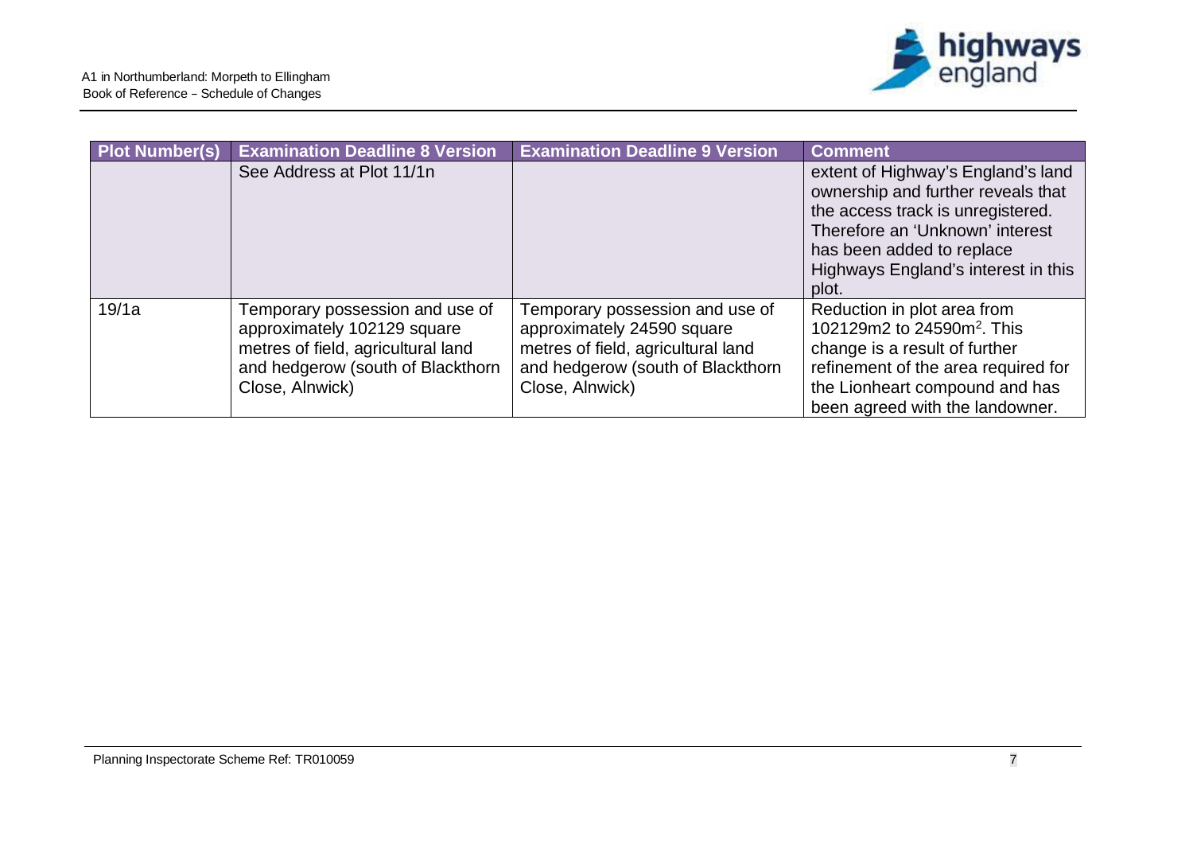| Plot Number(s) | Examination Deadline 8 Version | Examination Deadline 9 Version | Comment |
| --- | --- | --- | --- |
| | See Address at Plot 11/1n | | extent of Highway's England's land ownership and further reveals that the access track is unregistered. Therefore an 'Unknown' interest has been added to replace Highways England's interest in this plot. |
| 19/1a | Temporary possession and use of approximately 102129 square metres of field, agricultural land and hedgerow (south of Blackthorn Close, Alnwick) | Temporary possession and use of approximately 24590 square metres of field, agricultural land and hedgerow (south of Blackthorn Close, Alnwick) | Reduction in plot area from 102129m2 to 24590$m^2$. This change is a result of further refinement of the area required for the Lionheart compound and has been agreed with the landowner. |